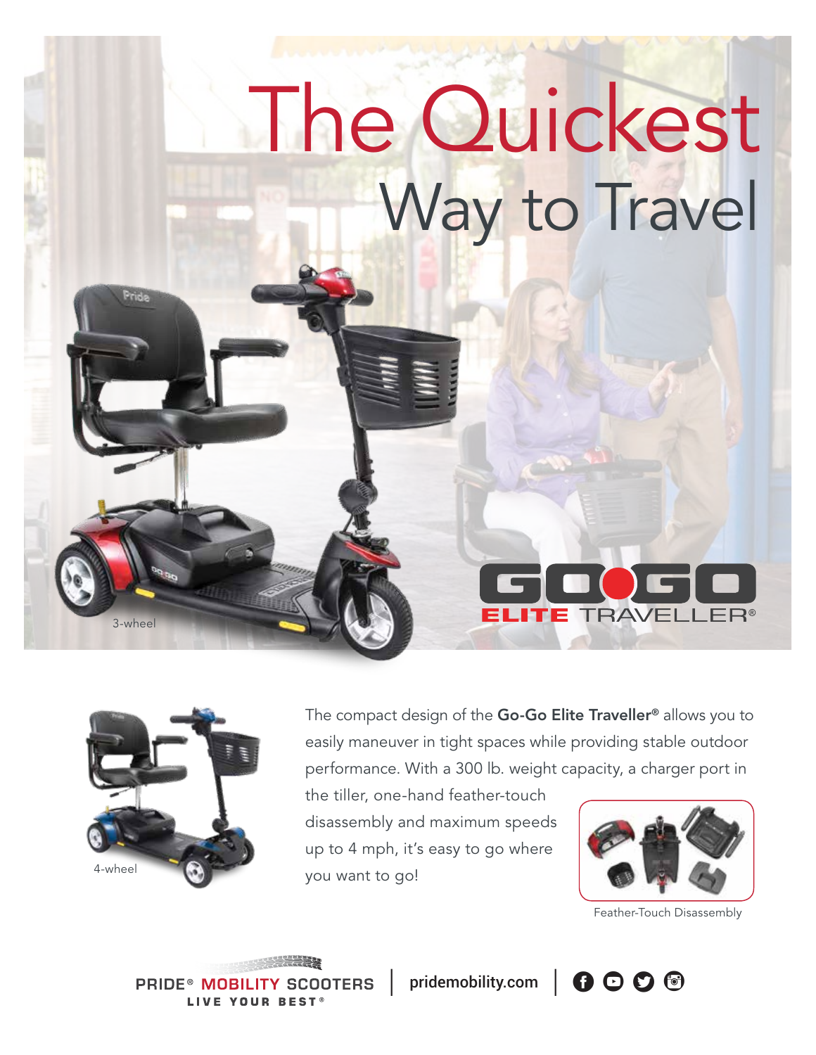# The Quickest Way to Travel

3-wheel

GO•GO ELITE TRAVELLER®

4-wheel

The compact design of the **Go-Go Elite Traveller®** allows you to easily maneuver in tight spaces while providing stable outdoor performance. With a 300 lb. weight capacity, a charger port in the tiller, one-hand feather-touch disassembly and maximum speeds up to 4 mph, it's easy to go where you want to go!

Feather-Touch Disassembly

PRIDE® MOBILITY SCOOTERS
LIVE YOUR BEST®

pridemobility.com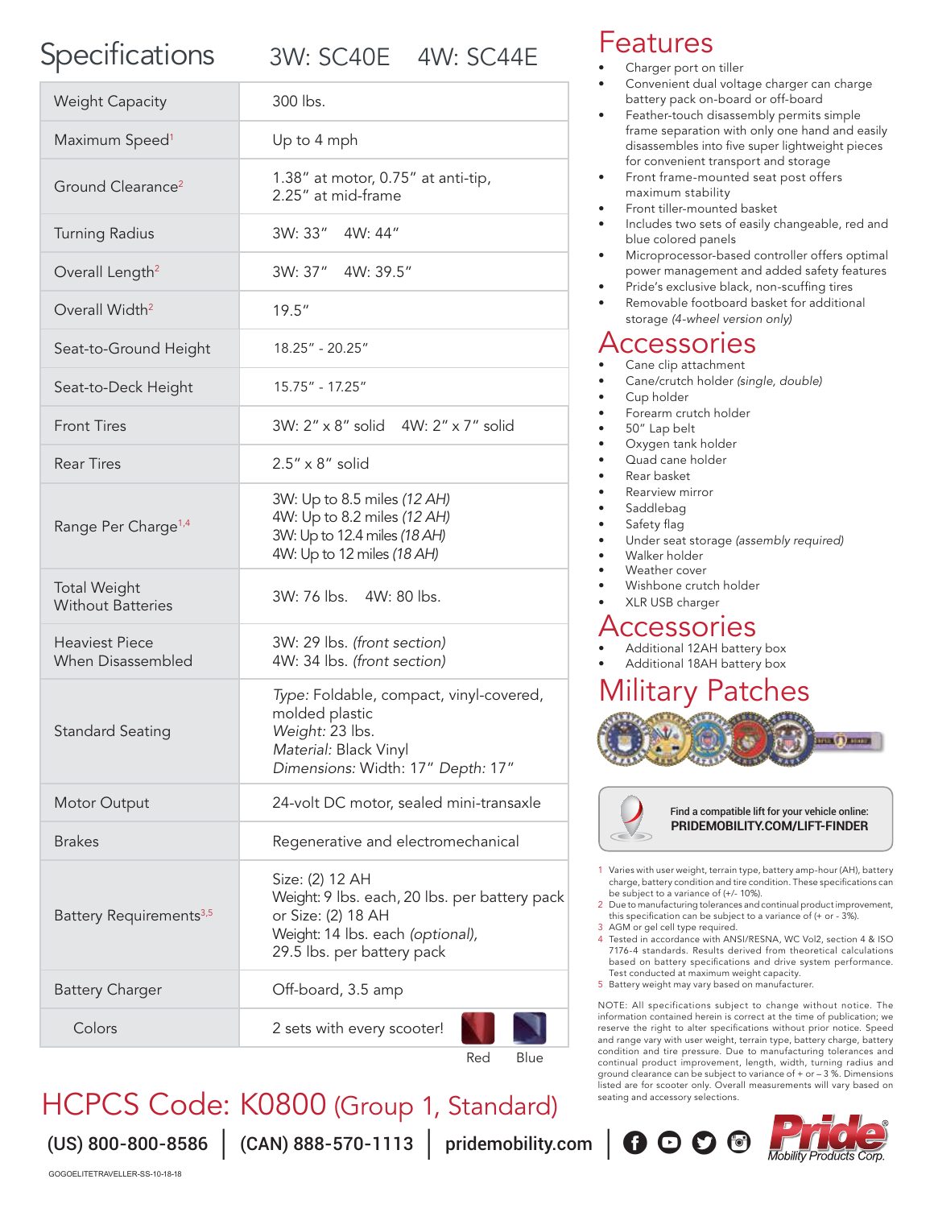# Specifications 3W: SC40E 4W: SC44E

| | |
|---|---|
| Weight Capacity | 300 lbs. |
| Maximum Speed[1] | Up to 4 mph |
| Ground Clearance[2] | 1.38" at motor, 0.75" at anti-tip, 2.25" at mid-frame |
| Turning Radius | 3W: 33" 4W: 44" |
| Overall Length[2] | 3W: 37" 4W: 39.5" |
| Overall Width[2] | 19.5" |
| Seat-to-Ground Height | 18.25" - 20.25" |
| Seat-to-Deck Height | 15.75" - 17.25" |
| Front Tires | 3W: 2" x 8" solid 4W: 2" x 7" solid |
| Rear Tires | 2.5" x 8" solid |
| Range Per Charge[1,4] | 3W: Up to 8.5 miles *(12 AH)*<br>4W: Up to 8.2 miles *(12 AH)*<br>3W: Up to 12.4 miles *(18 AH)*<br>4W: Up to 12 miles *(18 AH)* |
| Total Weight Without Batteries | 3W: 76 lbs. 4W: 80 lbs. |
| Heaviest Piece When Disassembled | 3W: 29 lbs. *(front section)*<br>4W: 34 lbs. *(front section)* |
| Standard Seating | *Type:* Foldable, compact, vinyl-covered, molded plastic<br>*Weight:* 23 lbs.<br>*Material:* Black Vinyl<br>*Dimensions:* Width: 17" *Depth:* 17" |
| Motor Output | 24-volt DC motor, sealed mini-transaxle |
| Brakes | Regenerative and electromechanical |
| Battery Requirements[3,5] | Size: (2) 12 AH<br>Weight: 9 lbs. each, 20 lbs. per battery pack<br>or Size: (2) 18 AH<br>Weight: 14 lbs. each *(optional)*,<br>29.5 lbs. per battery pack |
| Battery Charger | Off-board, 3.5 amp |
| Colors | 2 sets with every scooter! Red Blue |

## HCPCS Code: K0800 (Group 1, Standard)

(US) 800-800-8586 | (CAN) 888-570-1113 | pridemobility.com

# Features

- Charger port on tiller
- Convenient dual voltage charger can charge battery pack on-board or off-board
- Feather-touch disassembly permits simple frame separation with only one hand and easily disassembles into five super lightweight pieces for convenient transport and storage
- Front frame-mounted seat post offers maximum stability
- Front tiller-mounted basket
- Includes two sets of easily changeable, red and blue colored panels
- Microprocessor-based controller offers optimal power management and added safety features
- Pride's exclusive black, non-scuffing tires
- Removable footboard basket for additional storage *(4-wheel version only)*

# Accessories

- Cane clip attachment
- Cane/crutch holder *(single, double)*
- Cup holder
- Forearm crutch holder
- 50" Lap belt
- Oxygen tank holder
- Quad cane holder
- Rear basket
- Rearview mirror
- Saddlebag
- Safety flag
- Under seat storage *(assembly required)*
- Walker holder
- Weather cover
- Wishbone crutch holder
- XLR USB charger

# Accessories

- Additional 12AH battery box
- Additional 18AH battery box

# Military Patches

**Find a compatible lift for your vehicle online:**
**PRIDEMOBILITY.COM/LIFT-FINDER**

1. Varies with user weight, terrain type, battery amp-hour (AH), battery charge, battery condition and tire condition. These specifications can be subject to a variance of (+/- 10%).
2. Due to manufacturing tolerances and continual product improvement, this specification can be subject to a variance of (+ or - 3%).
3. AGM or gel cell type required.
4. Tested in accordance with ANSI/RESNA, WC Vol2, section 4 & ISO 7176-4 standards. Results derived from theoretical calculations based on battery specifications and drive system performance. Test conducted at maximum weight capacity.
5. Battery weight may vary based on manufacturer.

NOTE: All specifications subject to change without notice. The information contained herein is correct at the time of publication; we reserve the right to alter specifications without prior notice. Speed and range vary with user weight, terrain type, battery charge, battery condition and tire pressure. Due to manufacturing tolerances and continual product improvement, length, width, turning radius and ground clearance can be subject to variance of + or – 3 %. Dimensions listed are for scooter only. Overall measurements will vary based on seating and accessory selections.

Pride Mobility Products Corp.

GOGOELITETRAVELLER-SS-10-18-18